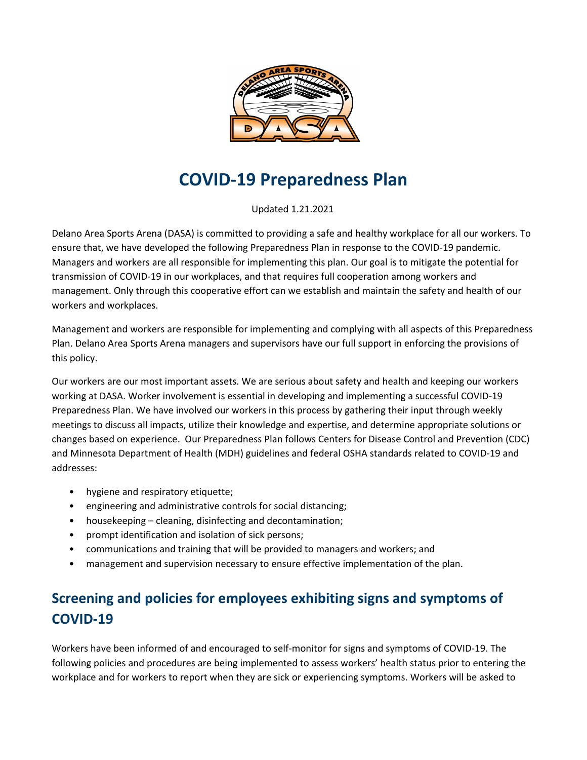# COVID-19 Preparedness Plan

Updated 1.21.2021

Delano Area Sports Arena (DASA) is committed to providing a safe and healthy workplace for all our workers. To ensure that, we have developed the following Preparedness Plan in response to the COVID-19 pandemic. Managers and workers are all responsible for implementing this plan. Our goal is to mitigate the potential for transmission of COVID-19 in our workplaces, and that requires full cooperation among workers and management. Only through this cooperative effort can we establish and maintain the safety and health of our workers and workplaces.

Management and workers are responsible for implementing and complying with all aspects of this Preparedness Plan. Delano Area Sports Arena managers and supervisors have our full support in enforcing the provisions of this policy.

Our workers are our most important assets. We are serious about safety and health and keeping our workers working at DASA. Worker involvement is essential in developing and implementing a successful COVID-19 Preparedness Plan. We have involved our workers in this process by gathering their input through weekly meetings to discuss all impacts, utilize their knowledge and expertise, and determine appropriate solutions or changes based on experience. Our Preparedness Plan follows Centers for Disease Control and Prevention (CDC) and Minnesota Department of Health (MDH) guidelines and federal OSHA standards related to COVID-19 and addresses:

- hygiene and respiratory etiquette;
- engineering and administrative controls for social distancing;
- housekeeping – cleaning, disinfecting and decontamination;
- prompt identification and isolation of sick persons;
- communications and training that will be provided to managers and workers; and
- management and supervision necessary to ensure effective implementation of the plan.

## Screening and policies for employees exhibiting signs and symptoms of COVID-19

Workers have been informed of and encouraged to self-monitor for signs and symptoms of COVID-19. The following policies and procedures are being implemented to assess workers' health status prior to entering the workplace and for workers to report when they are sick or experiencing symptoms. Workers will be asked to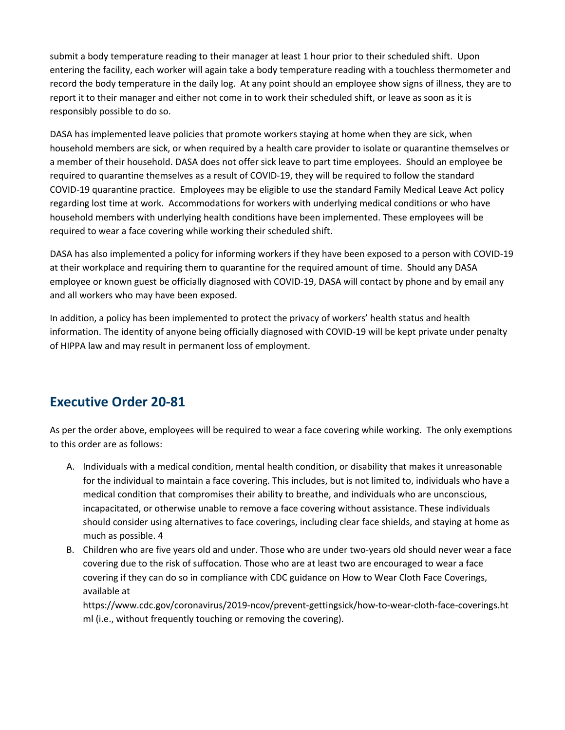submit a body temperature reading to their manager at least 1 hour prior to their scheduled shift. Upon entering the facility, each worker will again take a body temperature reading with a touchless thermometer and record the body temperature in the daily log. At any point should an employee show signs of illness, they are to report it to their manager and either not come in to work their scheduled shift, or leave as soon as it is responsibly possible to do so.

DASA has implemented leave policies that promote workers staying at home when they are sick, when household members are sick, or when required by a health care provider to isolate or quarantine themselves or a member of their household. DASA does not offer sick leave to part time employees. Should an employee be required to quarantine themselves as a result of COVID-19, they will be required to follow the standard COVID-19 quarantine practice. Employees may be eligible to use the standard Family Medical Leave Act policy regarding lost time at work. Accommodations for workers with underlying medical conditions or who have household members with underlying health conditions have been implemented. These employees will be required to wear a face covering while working their scheduled shift.

DASA has also implemented a policy for informing workers if they have been exposed to a person with COVID-19 at their workplace and requiring them to quarantine for the required amount of time. Should any DASA employee or known guest be officially diagnosed with COVID-19, DASA will contact by phone and by email any and all workers who may have been exposed.

In addition, a policy has been implemented to protect the privacy of workers' health status and health information. The identity of anyone being officially diagnosed with COVID-19 will be kept private under penalty of HIPPA law and may result in permanent loss of employment.

## Executive Order 20-81

As per the order above, employees will be required to wear a face covering while working. The only exemptions to this order are as follows:

A. Individuals with a medical condition, mental health condition, or disability that makes it unreasonable for the individual to maintain a face covering. This includes, but is not limited to, individuals who have a medical condition that compromises their ability to breathe, and individuals who are unconscious, incapacitated, or otherwise unable to remove a face covering without assistance. These individuals should consider using alternatives to face coverings, including clear face shields, and staying at home as much as possible. 4

B. Children who are five years old and under. Those who are under two-years old should never wear a face covering due to the risk of suffocation. Those who are at least two are encouraged to wear a face covering if they can do so in compliance with CDC guidance on How to Wear Cloth Face Coverings, available at https://www.cdc.gov/coronavirus/2019-ncov/prevent-gettingsick/how-to-wear-cloth-face-coverings.html (i.e., without frequently touching or removing the covering).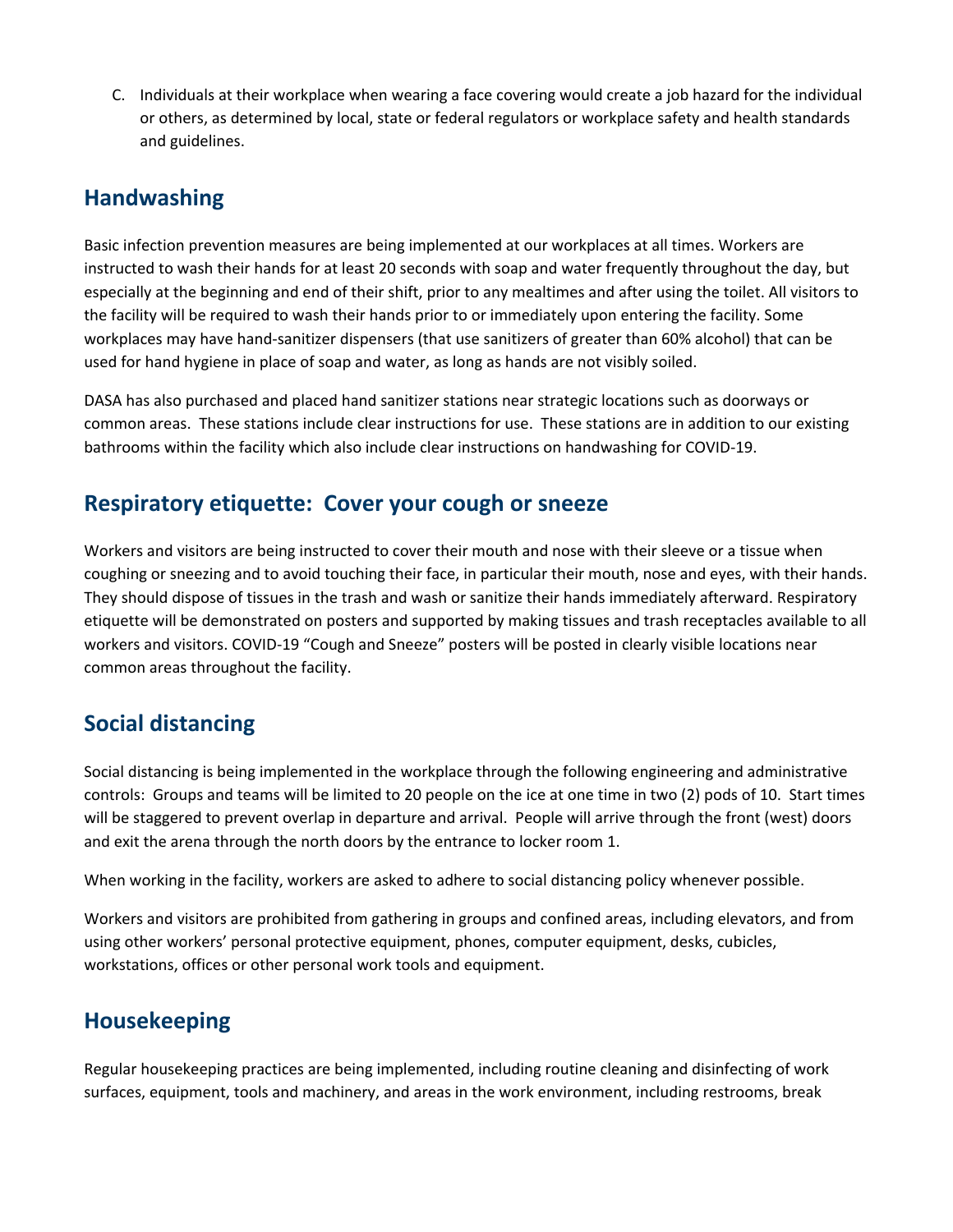C. Individuals at their workplace when wearing a face covering would create a job hazard for the individual or others, as determined by local, state or federal regulators or workplace safety and health standards and guidelines.

## Handwashing

Basic infection prevention measures are being implemented at our workplaces at all times. Workers are instructed to wash their hands for at least 20 seconds with soap and water frequently throughout the day, but especially at the beginning and end of their shift, prior to any mealtimes and after using the toilet. All visitors to the facility will be required to wash their hands prior to or immediately upon entering the facility. Some workplaces may have hand-sanitizer dispensers (that use sanitizers of greater than 60% alcohol) that can be used for hand hygiene in place of soap and water, as long as hands are not visibly soiled.

DASA has also purchased and placed hand sanitizer stations near strategic locations such as doorways or common areas. These stations include clear instructions for use. These stations are in addition to our existing bathrooms within the facility which also include clear instructions on handwashing for COVID-19.

## Respiratory etiquette: Cover your cough or sneeze

Workers and visitors are being instructed to cover their mouth and nose with their sleeve or a tissue when coughing or sneezing and to avoid touching their face, in particular their mouth, nose and eyes, with their hands. They should dispose of tissues in the trash and wash or sanitize their hands immediately afterward. Respiratory etiquette will be demonstrated on posters and supported by making tissues and trash receptacles available to all workers and visitors. COVID-19 "Cough and Sneeze" posters will be posted in clearly visible locations near common areas throughout the facility.

## Social distancing

Social distancing is being implemented in the workplace through the following engineering and administrative controls: Groups and teams will be limited to 20 people on the ice at one time in two (2) pods of 10. Start times will be staggered to prevent overlap in departure and arrival. People will arrive through the front (west) doors and exit the arena through the north doors by the entrance to locker room 1.

When working in the facility, workers are asked to adhere to social distancing policy whenever possible.

Workers and visitors are prohibited from gathering in groups and confined areas, including elevators, and from using other workers' personal protective equipment, phones, computer equipment, desks, cubicles, workstations, offices or other personal work tools and equipment.

## Housekeeping

Regular housekeeping practices are being implemented, including routine cleaning and disinfecting of work surfaces, equipment, tools and machinery, and areas in the work environment, including restrooms, break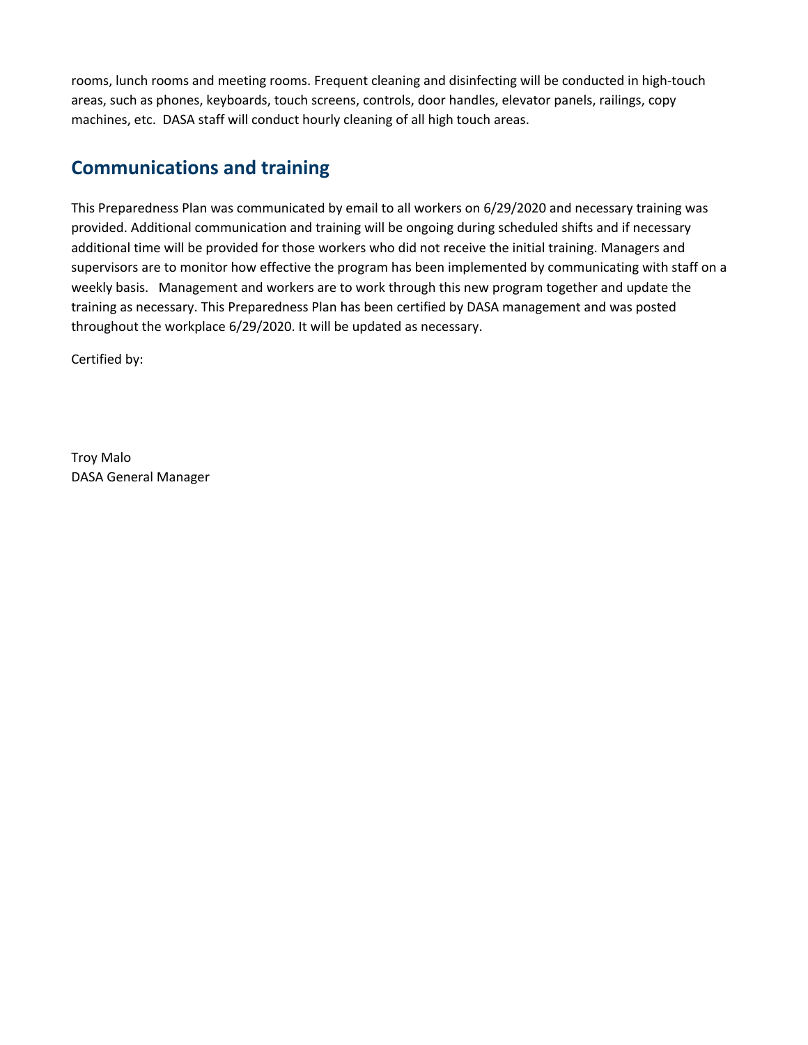rooms, lunch rooms and meeting rooms. Frequent cleaning and disinfecting will be conducted in high-touch areas, such as phones, keyboards, touch screens, controls, door handles, elevator panels, railings, copy machines, etc. DASA staff will conduct hourly cleaning of all high touch areas.

## Communications and training

This Preparedness Plan was communicated by email to all workers on 6/29/2020 and necessary training was provided. Additional communication and training will be ongoing during scheduled shifts and if necessary additional time will be provided for those workers who did not receive the initial training. Managers and supervisors are to monitor how effective the program has been implemented by communicating with staff on a weekly basis. Management and workers are to work through this new program together and update the training as necessary. This Preparedness Plan has been certified by DASA management and was posted throughout the workplace 6/29/2020. It will be updated as necessary.

Certified by:

Troy Malo
DASA General Manager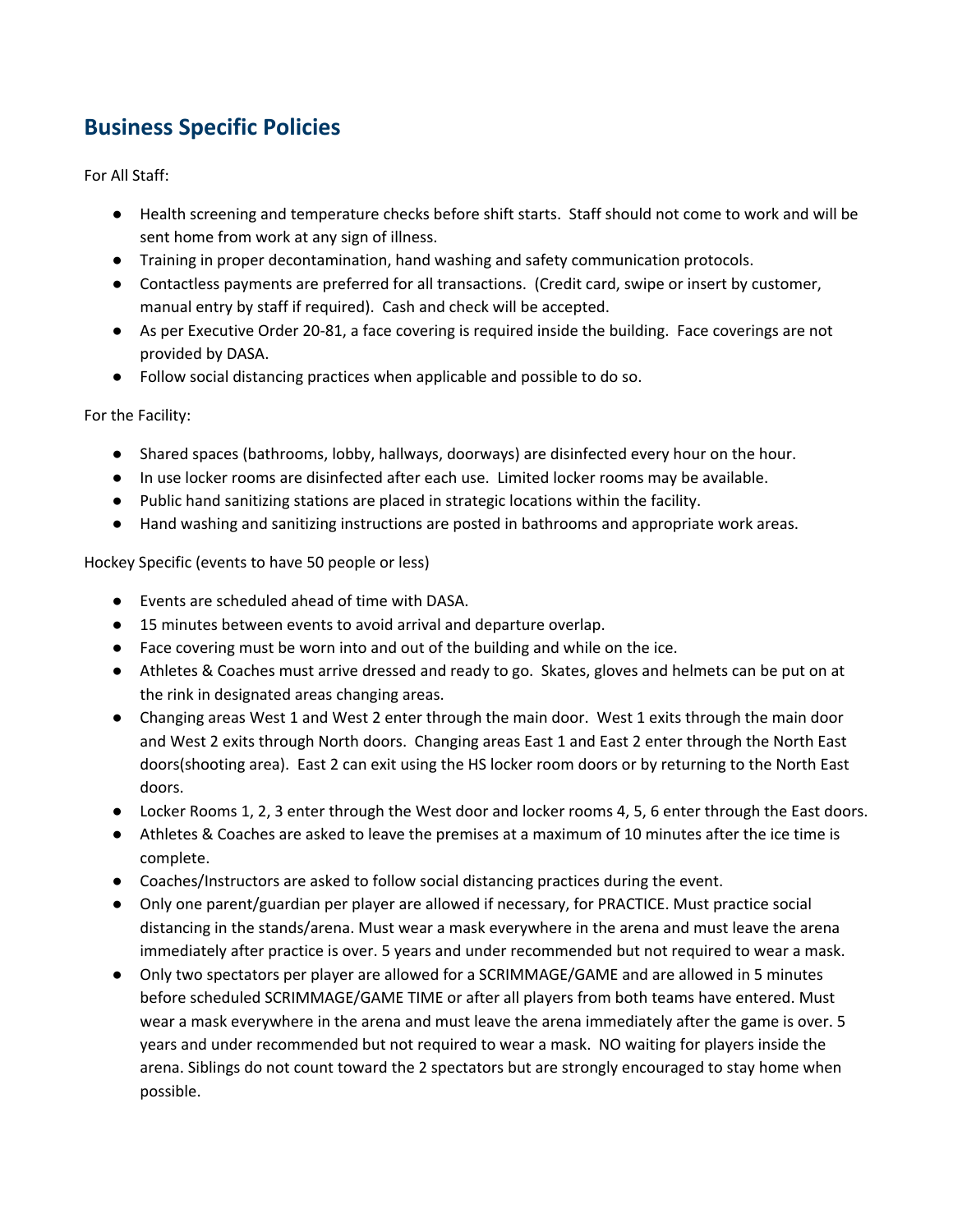## Business Specific Policies

For All Staff:

- Health screening and temperature checks before shift starts. Staff should not come to work and will be sent home from work at any sign of illness.
- Training in proper decontamination, hand washing and safety communication protocols.
- Contactless payments are preferred for all transactions. (Credit card, swipe or insert by customer, manual entry by staff if required). Cash and check will be accepted.
- As per Executive Order 20-81, a face covering is required inside the building. Face coverings are not provided by DASA.
- Follow social distancing practices when applicable and possible to do so.

For the Facility:

- Shared spaces (bathrooms, lobby, hallways, doorways) are disinfected every hour on the hour.
- In use locker rooms are disinfected after each use. Limited locker rooms may be available.
- Public hand sanitizing stations are placed in strategic locations within the facility.
- Hand washing and sanitizing instructions are posted in bathrooms and appropriate work areas.

Hockey Specific (events to have 50 people or less)

- Events are scheduled ahead of time with DASA.
- 15 minutes between events to avoid arrival and departure overlap.
- Face covering must be worn into and out of the building and while on the ice.
- Athletes & Coaches must arrive dressed and ready to go. Skates, gloves and helmets can be put on at the rink in designated areas changing areas.
- Changing areas West 1 and West 2 enter through the main door. West 1 exits through the main door and West 2 exits through North doors. Changing areas East 1 and East 2 enter through the North East doors(shooting area). East 2 can exit using the HS locker room doors or by returning to the North East doors.
- Locker Rooms 1, 2, 3 enter through the West door and locker rooms 4, 5, 6 enter through the East doors.
- Athletes & Coaches are asked to leave the premises at a maximum of 10 minutes after the ice time is complete.
- Coaches/Instructors are asked to follow social distancing practices during the event.
- Only one parent/guardian per player are allowed if necessary, for PRACTICE. Must practice social distancing in the stands/arena. Must wear a mask everywhere in the arena and must leave the arena immediately after practice is over. 5 years and under recommended but not required to wear a mask.
- Only two spectators per player are allowed for a SCRIMMAGE/GAME and are allowed in 5 minutes before scheduled SCRIMMAGE/GAME TIME or after all players from both teams have entered. Must wear a mask everywhere in the arena and must leave the arena immediately after the game is over. 5 years and under recommended but not required to wear a mask. NO waiting for players inside the arena. Siblings do not count toward the 2 spectators but are strongly encouraged to stay home when possible.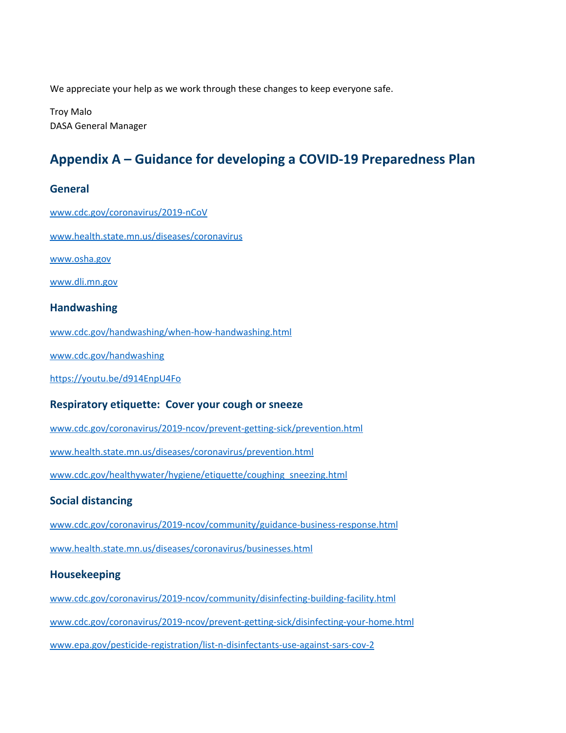We appreciate your help as we work through these changes to keep everyone safe.

Troy Malo
DASA General Manager

## Appendix A – Guidance for developing a COVID-19 Preparedness Plan

### General

www.cdc.gov/coronavirus/2019-nCoV

www.health.state.mn.us/diseases/coronavirus

www.osha.gov

www.dli.mn.gov

### Handwashing

www.cdc.gov/handwashing/when-how-handwashing.html

www.cdc.gov/handwashing

https://youtu.be/d914EnpU4Fo

### Respiratory etiquette: Cover your cough or sneeze

www.cdc.gov/coronavirus/2019-ncov/prevent-getting-sick/prevention.html

www.health.state.mn.us/diseases/coronavirus/prevention.html

www.cdc.gov/healthywater/hygiene/etiquette/coughing_sneezing.html

### Social distancing

www.cdc.gov/coronavirus/2019-ncov/community/guidance-business-response.html

www.health.state.mn.us/diseases/coronavirus/businesses.html

### Housekeeping

www.cdc.gov/coronavirus/2019-ncov/community/disinfecting-building-facility.html

www.cdc.gov/coronavirus/2019-ncov/prevent-getting-sick/disinfecting-your-home.html

www.epa.gov/pesticide-registration/list-n-disinfectants-use-against-sars-cov-2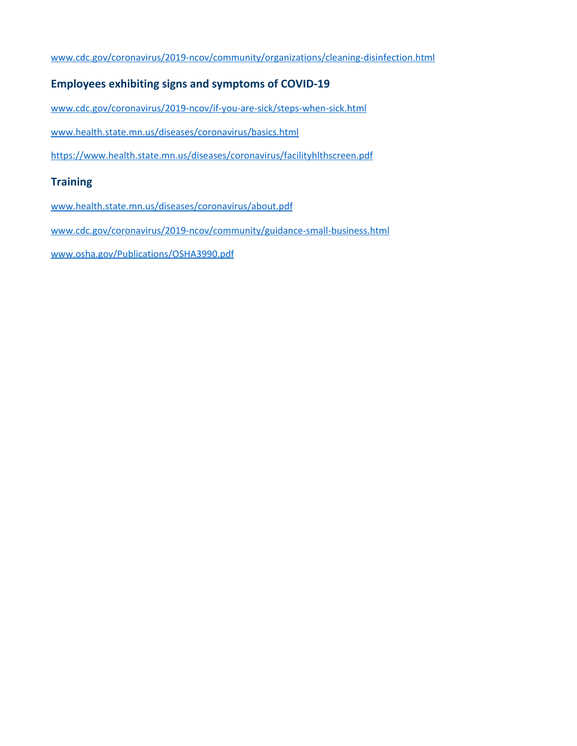www.cdc.gov/coronavirus/2019-ncov/community/organizations/cleaning-disinfection.html

## Employees exhibiting signs and symptoms of COVID-19

www.cdc.gov/coronavirus/2019-ncov/if-you-are-sick/steps-when-sick.html

www.health.state.mn.us/diseases/coronavirus/basics.html

https://www.health.state.mn.us/diseases/coronavirus/facilityhlthscreen.pdf

## Training

www.health.state.mn.us/diseases/coronavirus/about.pdf

www.cdc.gov/coronavirus/2019-ncov/community/guidance-small-business.html

www.osha.gov/Publications/OSHA3990.pdf